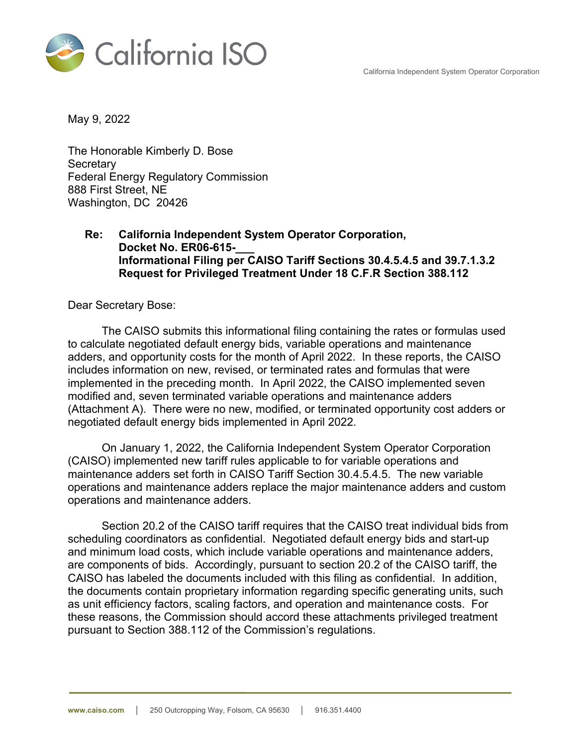California ISO

California Independent System Operator Corporation

May 9, 2022

The Honorable Kimberly D. Bose
Secretary
Federal Energy Regulatory Commission
888 First Street, NE
Washington, DC 20426

**Re: California Independent System Operator Corporation,**
**Docket No. ER06-615-___**
**Informational Filing per CAISO Tariff Sections 30.4.5.4.5 and 39.7.1.3.2**
**Request for Privileged Treatment Under 18 C.F.R Section 388.112**

Dear Secretary Bose:

The CAISO submits this informational filing containing the rates or formulas used to calculate negotiated default energy bids, variable operations and maintenance adders, and opportunity costs for the month of April 2022. In these reports, the CAISO includes information on new, revised, or terminated rates and formulas that were implemented in the preceding month. In April 2022, the CAISO implemented seven modified and, seven terminated variable operations and maintenance adders (Attachment A). There were no new, modified, or terminated opportunity cost adders or negotiated default energy bids implemented in April 2022.

On January 1, 2022, the California Independent System Operator Corporation (CAISO) implemented new tariff rules applicable to for variable operations and maintenance adders set forth in CAISO Tariff Section 30.4.5.4.5. The new variable operations and maintenance adders replace the major maintenance adders and custom operations and maintenance adders.

Section 20.2 of the CAISO tariff requires that the CAISO treat individual bids from scheduling coordinators as confidential. Negotiated default energy bids and start-up and minimum load costs, which include variable operations and maintenance adders, are components of bids. Accordingly, pursuant to section 20.2 of the CAISO tariff, the CAISO has labeled the documents included with this filing as confidential. In addition, the documents contain proprietary information regarding specific generating units, such as unit efficiency factors, scaling factors, and operation and maintenance costs. For these reasons, the Commission should accord these attachments privileged treatment pursuant to Section 388.112 of the Commission's regulations.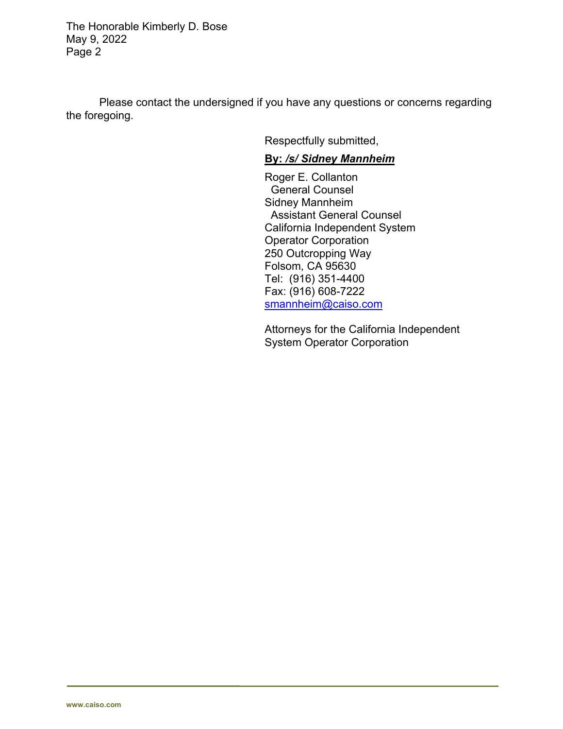Please contact the undersigned if you have any questions or concerns regarding the foregoing.

Respectfully submitted,

**By: *<u>/s/ Sidney Mannheim</u>***

Roger E. Collanton
General Counsel
Sidney Mannheim
Assistant General Counsel
California Independent System
Operator Corporation
250 Outcropping Way
Folsom, CA 95630
Tel: (916) 351-4400
Fax: (916) 608-7222
smannheim@caiso.com

Attorneys for the California Independent System Operator Corporation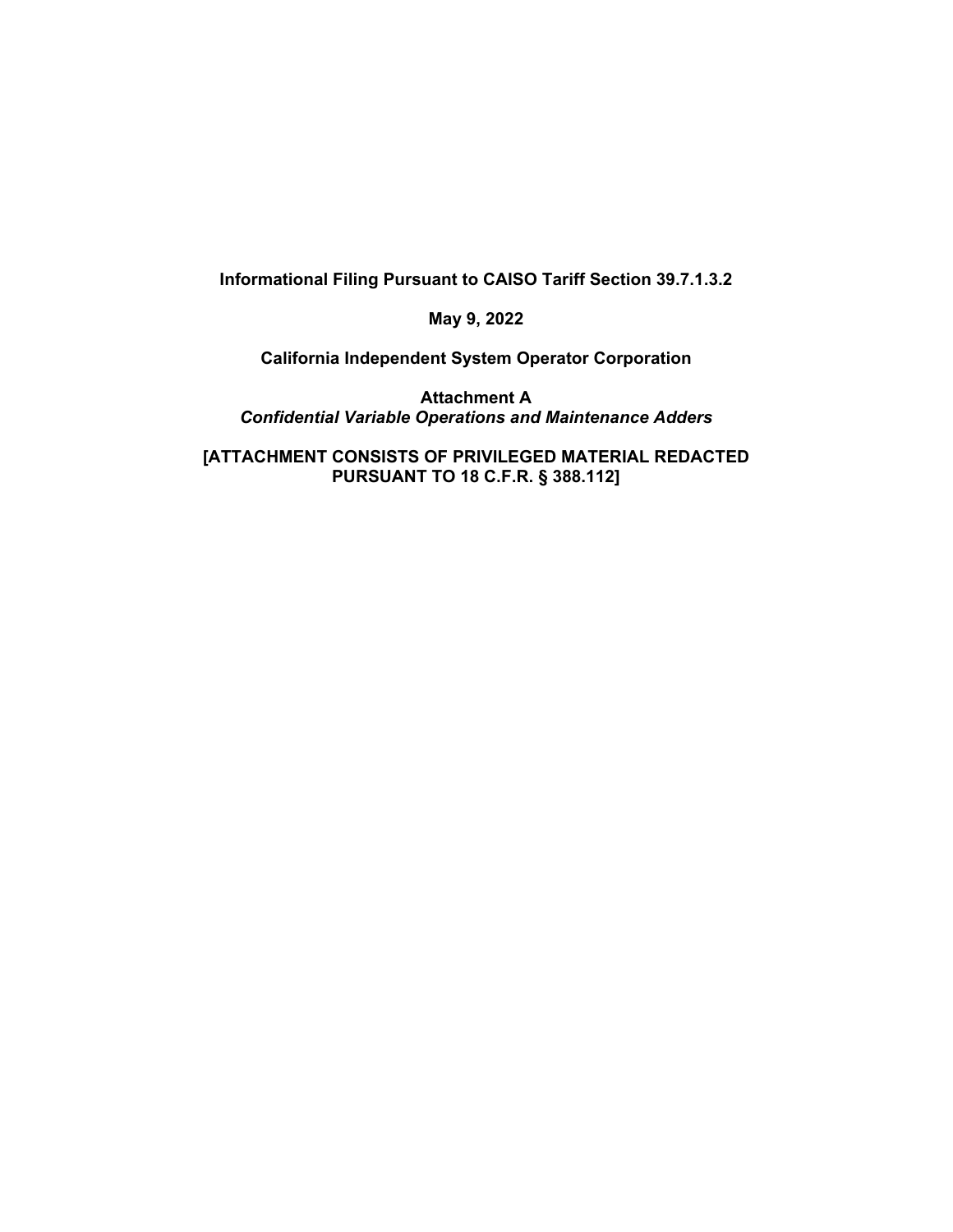**Informational Filing Pursuant to CAISO Tariff Section 39.7.1.3.2**

**May 9, 2022**

**California Independent System Operator Corporation**

**Attachment A**
***Confidential Variable Operations and Maintenance Adders***

**[ATTACHMENT CONSISTS OF PRIVILEGED MATERIAL REDACTED PURSUANT TO 18 C.F.R. § 388.112]**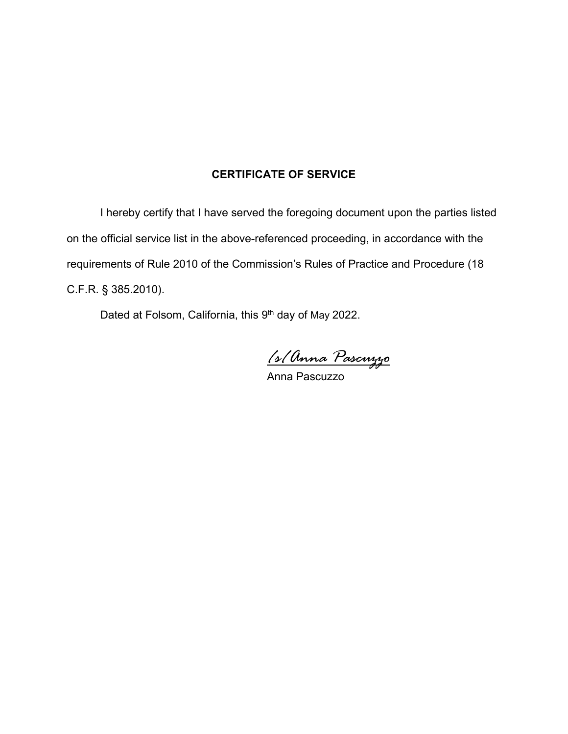## CERTIFICATE OF SERVICE

I hereby certify that I have served the foregoing document upon the parties listed on the official service list in the above-referenced proceeding, in accordance with the requirements of Rule 2010 of the Commission's Rules of Practice and Procedure (18 C.F.R. § 385.2010).

Dated at Folsom, California, this 9th day of May 2022.

/s/ Anna Pascuzzo

Anna Pascuzzo